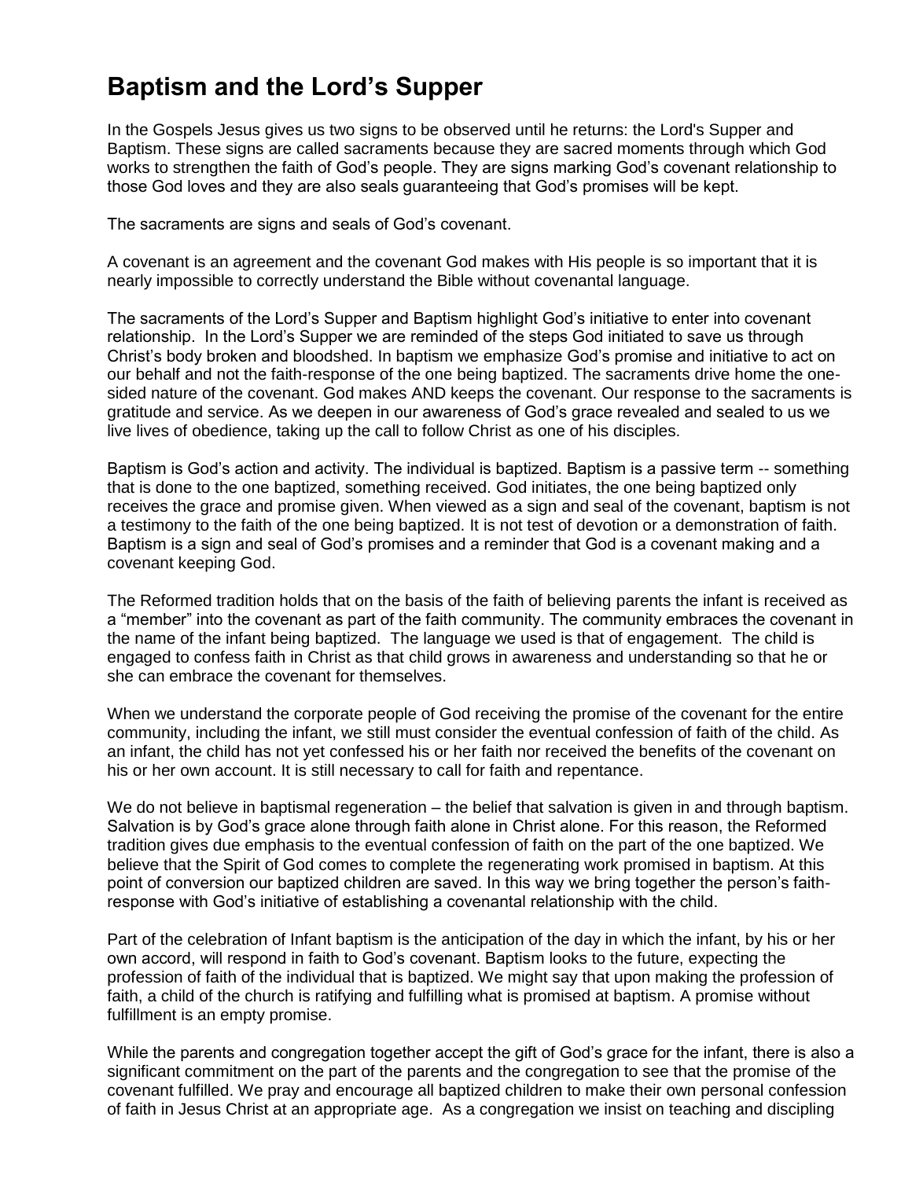# Baptism and the Lord's Supper

In the Gospels Jesus gives us two signs to be observed until he returns: the Lord's Supper and Baptism. These signs are called sacraments because they are sacred moments through which God works to strengthen the faith of God's people. They are signs marking God's covenant relationship to those God loves and they are also seals guaranteeing that God's promises will be kept.

The sacraments are signs and seals of God's covenant.

A covenant is an agreement and the covenant God makes with His people is so important that it is nearly impossible to correctly understand the Bible without covenantal language.

The sacraments of the Lord's Supper and Baptism highlight God's initiative to enter into covenant relationship. In the Lord's Supper we are reminded of the steps God initiated to save us through Christ's body broken and bloodshed. In baptism we emphasize God's promise and initiative to act on our behalf and not the faith-response of the one being baptized. The sacraments drive home the one-sided nature of the covenant. God makes AND keeps the covenant. Our response to the sacraments is gratitude and service. As we deepen in our awareness of God's grace revealed and sealed to us we live lives of obedience, taking up the call to follow Christ as one of his disciples.

Baptism is God's action and activity. The individual is baptized. Baptism is a passive term -- something that is done to the one baptized, something received. God initiates, the one being baptized only receives the grace and promise given. When viewed as a sign and seal of the covenant, baptism is not a testimony to the faith of the one being baptized. It is not test of devotion or a demonstration of faith. Baptism is a sign and seal of God's promises and a reminder that God is a covenant making and a covenant keeping God.

The Reformed tradition holds that on the basis of the faith of believing parents the infant is received as a "member" into the covenant as part of the faith community. The community embraces the covenant in the name of the infant being baptized. The language we used is that of engagement. The child is engaged to confess faith in Christ as that child grows in awareness and understanding so that he or she can embrace the covenant for themselves.

When we understand the corporate people of God receiving the promise of the covenant for the entire community, including the infant, we still must consider the eventual confession of faith of the child. As an infant, the child has not yet confessed his or her faith nor received the benefits of the covenant on his or her own account. It is still necessary to call for faith and repentance.

We do not believe in baptismal regeneration – the belief that salvation is given in and through baptism. Salvation is by God's grace alone through faith alone in Christ alone. For this reason, the Reformed tradition gives due emphasis to the eventual confession of faith on the part of the one baptized. We believe that the Spirit of God comes to complete the regenerating work promised in baptism. At this point of conversion our baptized children are saved. In this way we bring together the person's faith-response with God's initiative of establishing a covenantal relationship with the child.

Part of the celebration of Infant baptism is the anticipation of the day in which the infant, by his or her own accord, will respond in faith to God's covenant. Baptism looks to the future, expecting the profession of faith of the individual that is baptized. We might say that upon making the profession of faith, a child of the church is ratifying and fulfilling what is promised at baptism. A promise without fulfillment is an empty promise.

While the parents and congregation together accept the gift of God's grace for the infant, there is also a significant commitment on the part of the parents and the congregation to see that the promise of the covenant fulfilled. We pray and encourage all baptized children to make their own personal confession of faith in Jesus Christ at an appropriate age. As a congregation we insist on teaching and discipling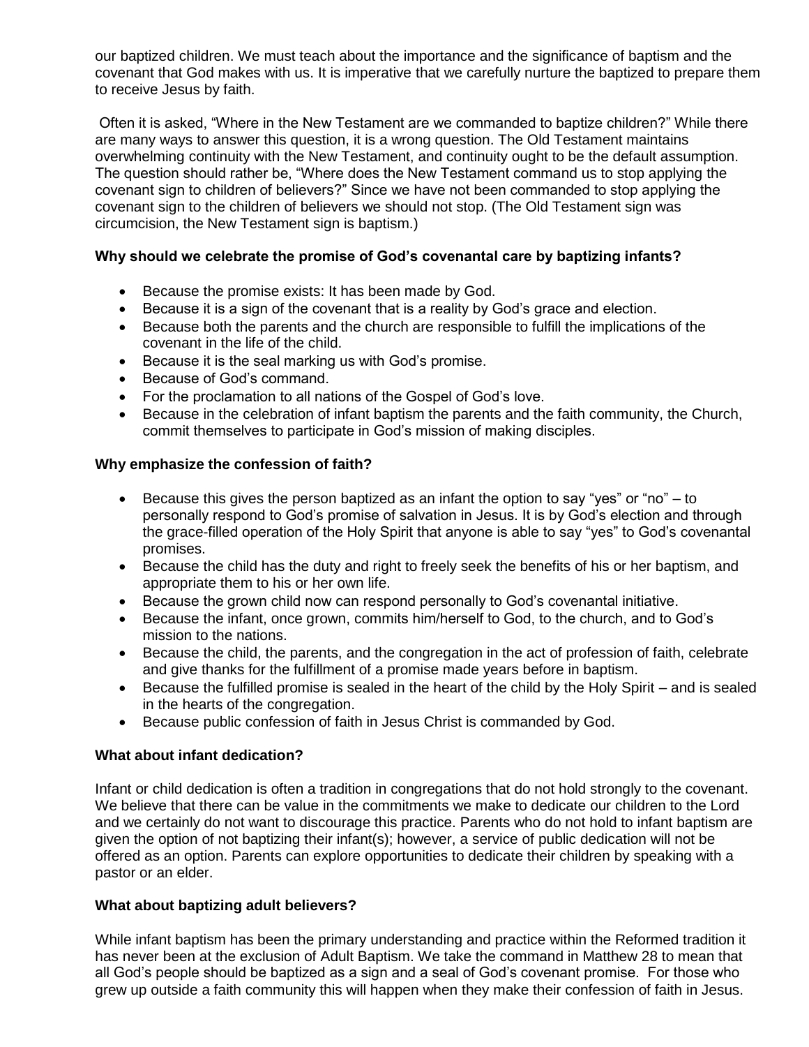our baptized children. We must teach about the importance and the significance of baptism and the covenant that God makes with us. It is imperative that we carefully nurture the baptized to prepare them to receive Jesus by faith.

Often it is asked, "Where in the New Testament are we commanded to baptize children?" While there are many ways to answer this question, it is a wrong question. The Old Testament maintains overwhelming continuity with the New Testament, and continuity ought to be the default assumption. The question should rather be, "Where does the New Testament command us to stop applying the covenant sign to children of believers?" Since we have not been commanded to stop applying the covenant sign to the children of believers we should not stop. (The Old Testament sign was circumcision, the New Testament sign is baptism.)

**Why should we celebrate the promise of God's covenantal care by baptizing infants?**

- Because the promise exists: It has been made by God.
- Because it is a sign of the covenant that is a reality by God's grace and election.
- Because both the parents and the church are responsible to fulfill the implications of the covenant in the life of the child.
- Because it is the seal marking us with God's promise.
- Because of God's command.
- For the proclamation to all nations of the Gospel of God's love.
- Because in the celebration of infant baptism the parents and the faith community, the Church, commit themselves to participate in God's mission of making disciples.

**Why emphasize the confession of faith?**

- Because this gives the person baptized as an infant the option to say "yes" or "no" – to personally respond to God's promise of salvation in Jesus. It is by God's election and through the grace-filled operation of the Holy Spirit that anyone is able to say "yes" to God's covenantal promises.
- Because the child has the duty and right to freely seek the benefits of his or her baptism, and appropriate them to his or her own life.
- Because the grown child now can respond personally to God's covenantal initiative.
- Because the infant, once grown, commits him/herself to God, to the church, and to God's mission to the nations.
- Because the child, the parents, and the congregation in the act of profession of faith, celebrate and give thanks for the fulfillment of a promise made years before in baptism.
- Because the fulfilled promise is sealed in the heart of the child by the Holy Spirit – and is sealed in the hearts of the congregation.
- Because public confession of faith in Jesus Christ is commanded by God.

**What about infant dedication?**

Infant or child dedication is often a tradition in congregations that do not hold strongly to the covenant. We believe that there can be value in the commitments we make to dedicate our children to the Lord and we certainly do not want to discourage this practice. Parents who do not hold to infant baptism are given the option of not baptizing their infant(s); however, a service of public dedication will not be offered as an option. Parents can explore opportunities to dedicate their children by speaking with a pastor or an elder.

**What about baptizing adult believers?**

While infant baptism has been the primary understanding and practice within the Reformed tradition it has never been at the exclusion of Adult Baptism. We take the command in Matthew 28 to mean that all God's people should be baptized as a sign and a seal of God's covenant promise. For those who grew up outside a faith community this will happen when they make their confession of faith in Jesus.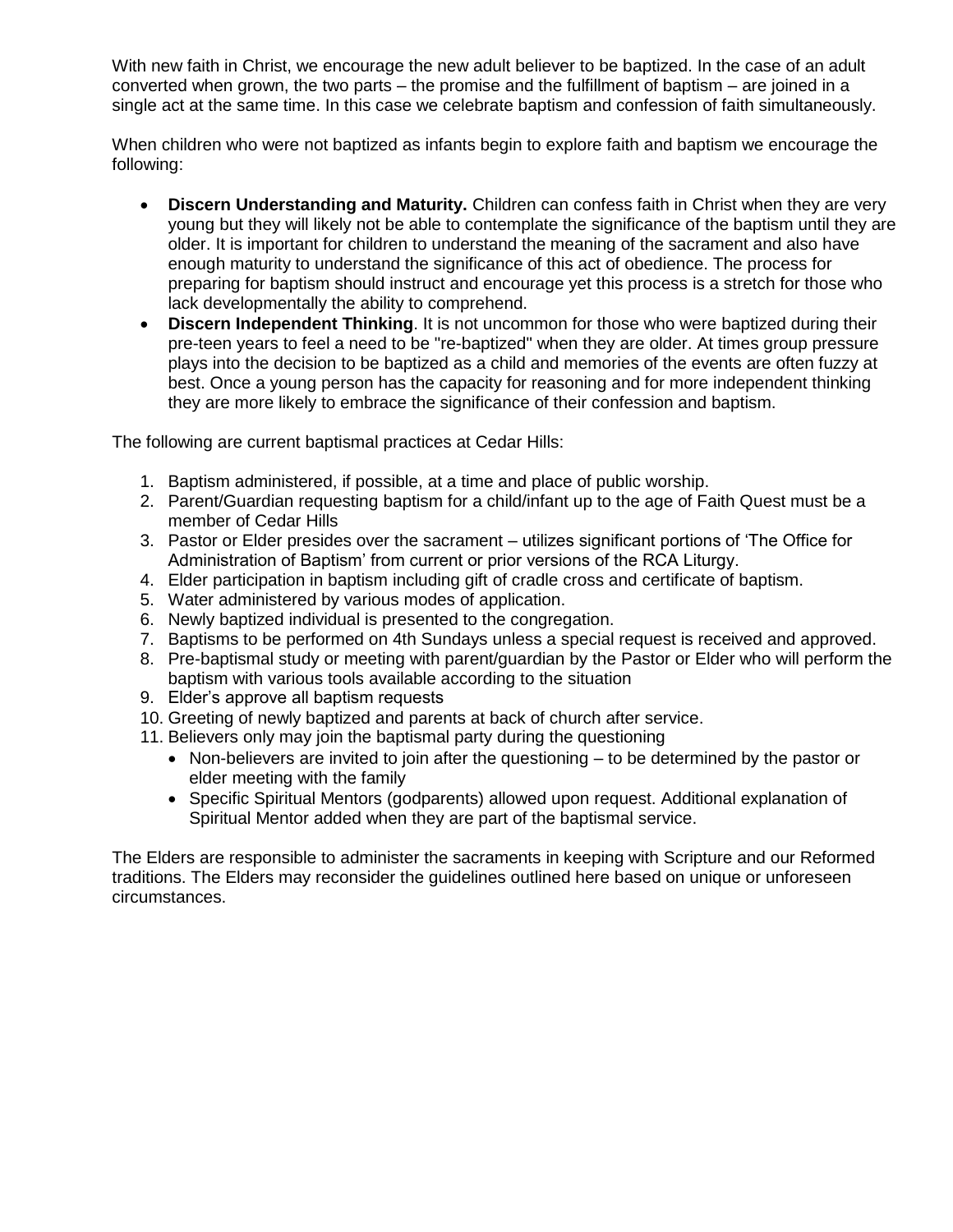With new faith in Christ, we encourage the new adult believer to be baptized. In the case of an adult converted when grown, the two parts – the promise and the fulfillment of baptism – are joined in a single act at the same time. In this case we celebrate baptism and confession of faith simultaneously.

When children who were not baptized as infants begin to explore faith and baptism we encourage the following:

- **Discern Understanding and Maturity.** Children can confess faith in Christ when they are very young but they will likely not be able to contemplate the significance of the baptism until they are older. It is important for children to understand the meaning of the sacrament and also have enough maturity to understand the significance of this act of obedience. The process for preparing for baptism should instruct and encourage yet this process is a stretch for those who lack developmentally the ability to comprehend.
- **Discern Independent Thinking**. It is not uncommon for those who were baptized during their pre-teen years to feel a need to be "re-baptized" when they are older. At times group pressure plays into the decision to be baptized as a child and memories of the events are often fuzzy at best. Once a young person has the capacity for reasoning and for more independent thinking they are more likely to embrace the significance of their confession and baptism.

The following are current baptismal practices at Cedar Hills:

1. Baptism administered, if possible, at a time and place of public worship.
2. Parent/Guardian requesting baptism for a child/infant up to the age of Faith Quest must be a member of Cedar Hills
3. Pastor or Elder presides over the sacrament – utilizes significant portions of 'The Office for Administration of Baptism' from current or prior versions of the RCA Liturgy.
4. Elder participation in baptism including gift of cradle cross and certificate of baptism.
5. Water administered by various modes of application.
6. Newly baptized individual is presented to the congregation.
7. Baptisms to be performed on 4th Sundays unless a special request is received and approved.
8. Pre-baptismal study or meeting with parent/guardian by the Pastor or Elder who will perform the baptism with various tools available according to the situation
9. Elder's approve all baptism requests
10. Greeting of newly baptized and parents at back of church after service.
11. Believers only may join the baptismal party during the questioning
    - Non-believers are invited to join after the questioning – to be determined by the pastor or elder meeting with the family
    - Specific Spiritual Mentors (godparents) allowed upon request. Additional explanation of Spiritual Mentor added when they are part of the baptismal service.

The Elders are responsible to administer the sacraments in keeping with Scripture and our Reformed traditions. The Elders may reconsider the guidelines outlined here based on unique or unforeseen circumstances.